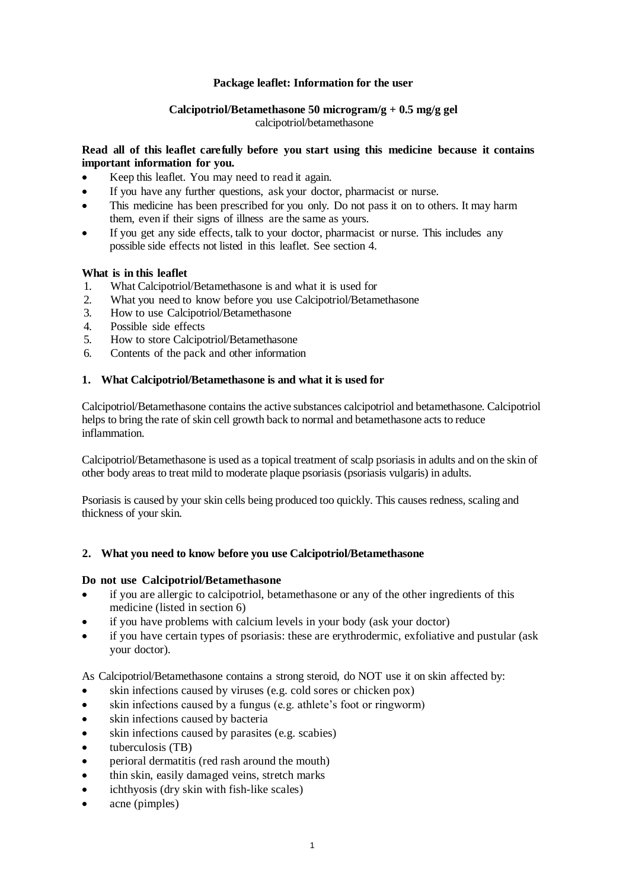**Package leaflet: Information for the user**

**Calcipotriol/Betamethasone 50 microgram/g + 0.5 mg/g gel**
calcipotriol/betamethasone

**Read all of this leaflet carefully before you start using this medicine because it contains important information for you.**

- Keep this leaflet. You may need to read it again.
- If you have any further questions, ask your doctor, pharmacist or nurse.
- This medicine has been prescribed for you only. Do not pass it on to others. It may harm them, even if their signs of illness are the same as yours.
- If you get any side effects, talk to your doctor, pharmacist or nurse. This includes any possible side effects not listed in this leaflet. See section 4.

**What is in this leaflet**

1. What Calcipotriol/Betamethasone is and what it is used for
2. What you need to know before you use Calcipotriol/Betamethasone
3. How to use Calcipotriol/Betamethasone
4. Possible side effects
5. How to store Calcipotriol/Betamethasone
6. Contents of the pack and other information

## 1. What Calcipotriol/Betamethasone is and what it is used for

Calcipotriol/Betamethasone contains the active substances calcipotriol and betamethasone. Calcipotriol helps to bring the rate of skin cell growth back to normal and betamethasone acts to reduce inflammation.

Calcipotriol/Betamethasone is used as a topical treatment of scalp psoriasis in adults and on the skin of other body areas to treat mild to moderate plaque psoriasis (psoriasis vulgaris) in adults.

Psoriasis is caused by your skin cells being produced too quickly. This causes redness, scaling and thickness of your skin.

## 2. What you need to know before you use Calcipotriol/Betamethasone

**Do not use Calcipotriol/Betamethasone**

- if you are allergic to calcipotriol, betamethasone or any of the other ingredients of this medicine (listed in section 6)
- if you have problems with calcium levels in your body (ask your doctor)
- if you have certain types of psoriasis: these are erythrodermic, exfoliative and pustular (ask your doctor).

As Calcipotriol/Betamethasone contains a strong steroid, do NOT use it on skin affected by:

- skin infections caused by viruses (e.g. cold sores or chicken pox)
- skin infections caused by a fungus (e.g. athlete's foot or ringworm)
- skin infections caused by bacteria
- skin infections caused by parasites (e.g. scabies)
- tuberculosis (TB)
- perioral dermatitis (red rash around the mouth)
- thin skin, easily damaged veins, stretch marks
- ichthyosis (dry skin with fish-like scales)
- acne (pimples)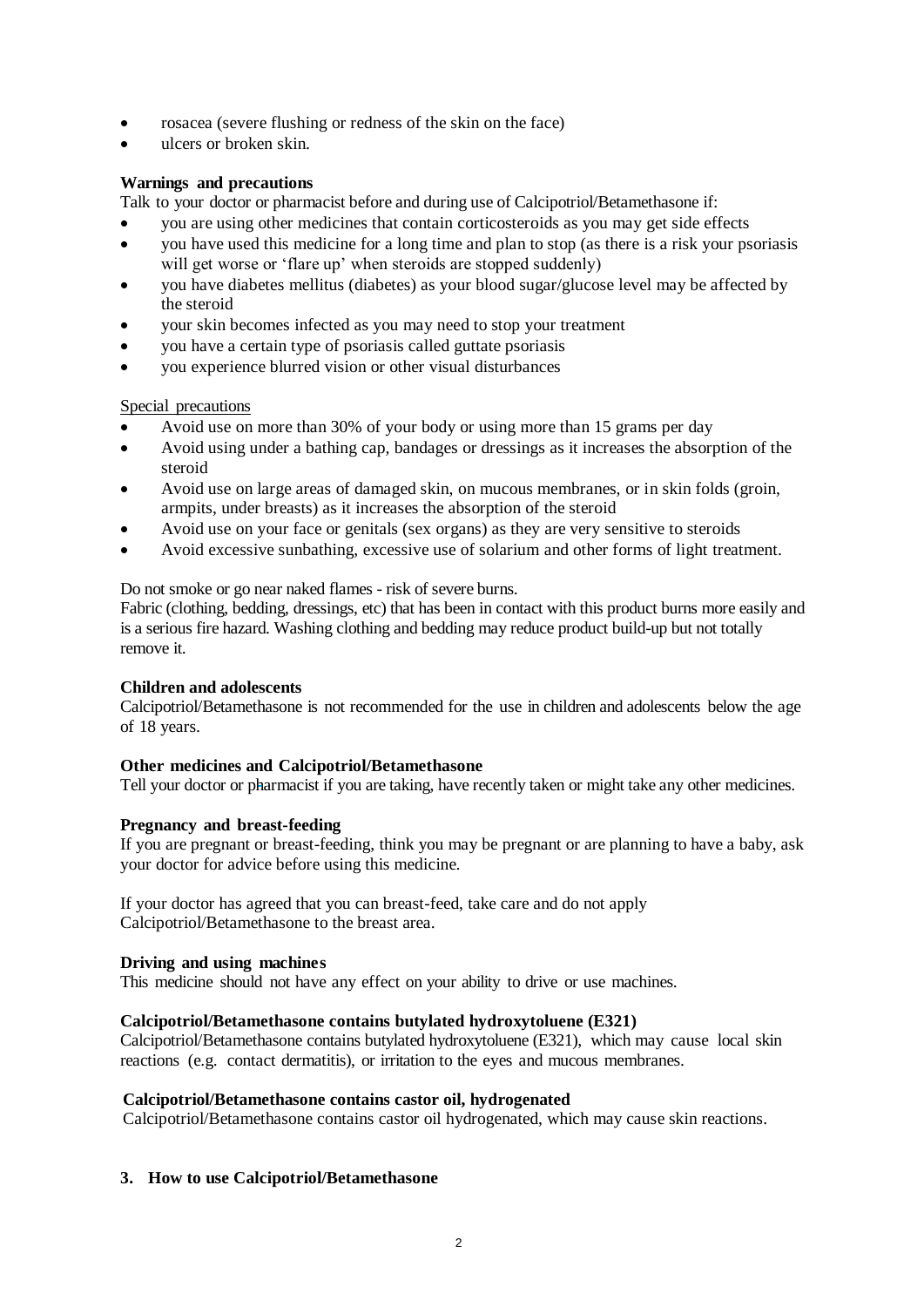- rosacea (severe flushing or redness of the skin on the face)
- ulcers or broken skin.

**Warnings and precautions**

Talk to your doctor or pharmacist before and during use of Calcipotriol/Betamethasone if:

- you are using other medicines that contain corticosteroids as you may get side effects
- you have used this medicine for a long time and plan to stop (as there is a risk your psoriasis will get worse or 'flare up' when steroids are stopped suddenly)
- you have diabetes mellitus (diabetes) as your blood sugar/glucose level may be affected by the steroid
- your skin becomes infected as you may need to stop your treatment
- you have a certain type of psoriasis called guttate psoriasis
- you experience blurred vision or other visual disturbances

Special precautions

- Avoid use on more than 30% of your body or using more than 15 grams per day
- Avoid using under a bathing cap, bandages or dressings as it increases the absorption of the steroid
- Avoid use on large areas of damaged skin, on mucous membranes, or in skin folds (groin, armpits, under breasts) as it increases the absorption of the steroid
- Avoid use on your face or genitals (sex organs) as they are very sensitive to steroids
- Avoid excessive sunbathing, excessive use of solarium and other forms of light treatment.

Do not smoke or go near naked flames - risk of severe burns.
Fabric (clothing, bedding, dressings, etc) that has been in contact with this product burns more easily and is a serious fire hazard. Washing clothing and bedding may reduce product build-up but not totally remove it.

**Children and adolescents**

Calcipotriol/Betamethasone is not recommended for the use in children and adolescents below the age of 18 years.

**Other medicines and Calcipotriol/Betamethasone**

Tell your doctor or pharmacist if you are taking, have recently taken or might take any other medicines.

**Pregnancy and breast-feeding**

If you are pregnant or breast-feeding, think you may be pregnant or are planning to have a baby, ask your doctor for advice before using this medicine.

If your doctor has agreed that you can breast-feed, take care and do not apply Calcipotriol/Betamethasone to the breast area.

**Driving and using machines**

This medicine should not have any effect on your ability to drive or use machines.

**Calcipotriol/Betamethasone contains butylated hydroxytoluene (E321)**

Calcipotriol/Betamethasone contains butylated hydroxytoluene (E321), which may cause local skin reactions (e.g. contact dermatitis), or irritation to the eyes and mucous membranes.

**Calcipotriol/Betamethasone contains castor oil, hydrogenated**

Calcipotriol/Betamethasone contains castor oil hydrogenated, which may cause skin reactions.

## 3. How to use Calcipotriol/Betamethasone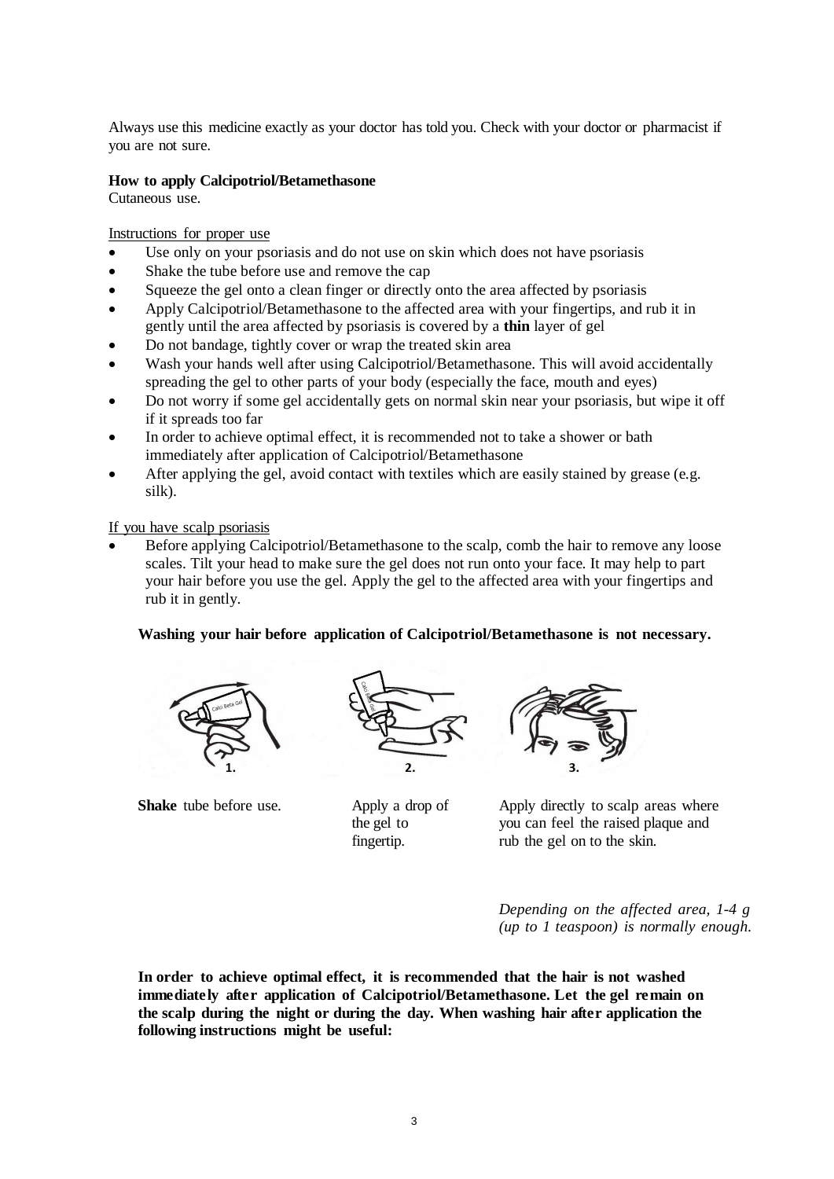Always use this medicine exactly as your doctor has told you. Check with your doctor or pharmacist if you are not sure.

**How to apply Calcipotriol/Betamethasone**
Cutaneous use.

Instructions for proper use

- Use only on your psoriasis and do not use on skin which does not have psoriasis
- Shake the tube before use and remove the cap
- Squeeze the gel onto a clean finger or directly onto the area affected by psoriasis
- Apply Calcipotriol/Betamethasone to the affected area with your fingertips, and rub it in gently until the area affected by psoriasis is covered by a **thin** layer of gel
- Do not bandage, tightly cover or wrap the treated skin area
- Wash your hands well after using Calcipotriol/Betamethasone. This will avoid accidentally spreading the gel to other parts of your body (especially the face, mouth and eyes)
- Do not worry if some gel accidentally gets on normal skin near your psoriasis, but wipe it off if it spreads too far
- In order to achieve optimal effect, it is recommended not to take a shower or bath immediately after application of Calcipotriol/Betamethasone
- After applying the gel, avoid contact with textiles which are easily stained by grease (e.g. silk).

If you have scalp psoriasis

- Before applying Calcipotriol/Betamethasone to the scalp, comb the hair to remove any loose scales. Tilt your head to make sure the gel does not run onto your face. It may help to part your hair before you use the gel. Apply the gel to the affected area with your fingertips and rub it in gently.

**Washing your hair before application of Calcipotriol/Betamethasone is not necessary.**

1. **Shake** tube before use.
2. Apply a drop of the gel to fingertip.
3. Apply directly to scalp areas where you can feel the raised plaque and rub the gel on to the skin.

*Depending on the affected area, 1-4 g (up to 1 teaspoon) is normally enough.*

**In order to achieve optimal effect, it is recommended that the hair is not washed immediately after application of Calcipotriol/Betamethasone. Let the gel remain on the scalp during the night or during the day. When washing hair after application the following instructions might be useful:**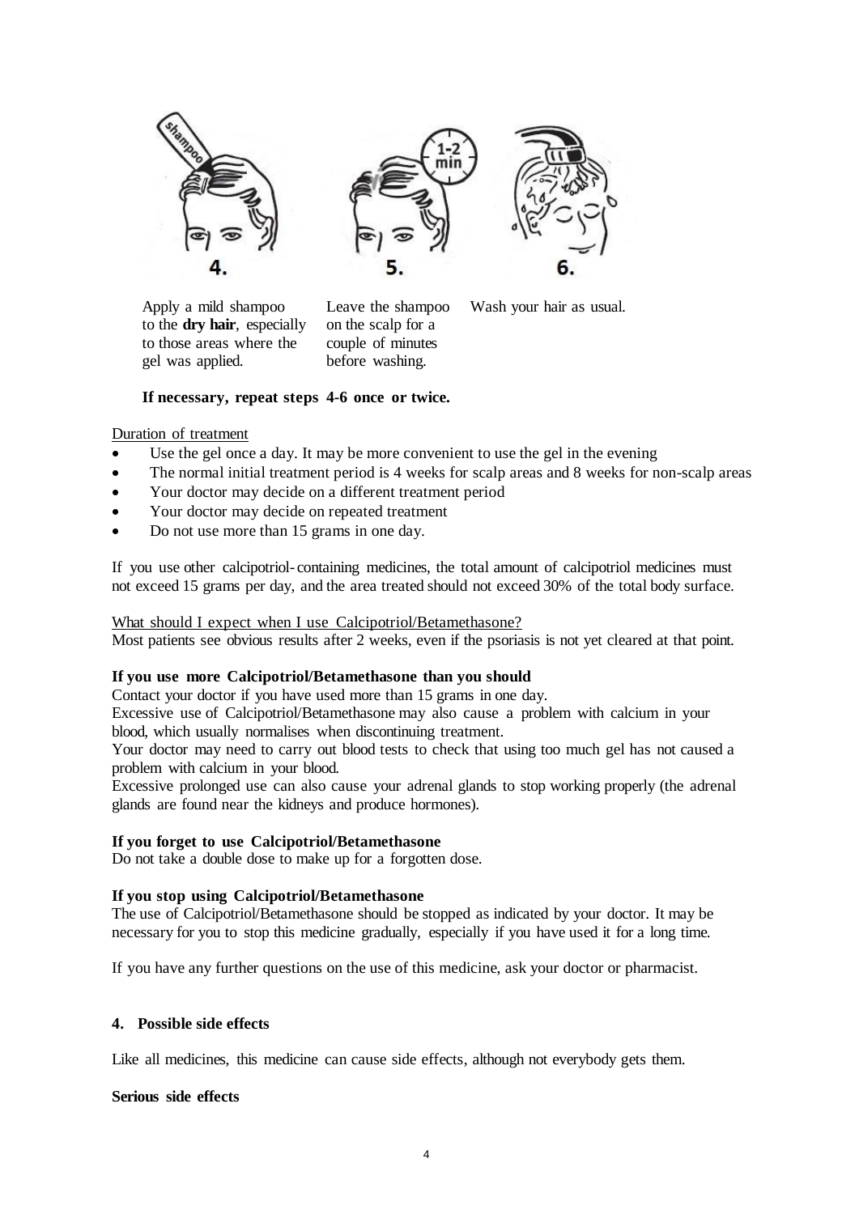4. Apply a mild shampoo to the **dry hair**, especially to those areas where the gel was applied.

5. Leave the shampoo on the scalp for a couple of minutes before washing.

6. Wash your hair as usual.

**If necessary, repeat steps 4-6 once or twice.**

Duration of treatment

- Use the gel once a day. It may be more convenient to use the gel in the evening
- The normal initial treatment period is 4 weeks for scalp areas and 8 weeks for non-scalp areas
- Your doctor may decide on a different treatment period
- Your doctor may decide on repeated treatment
- Do not use more than 15 grams in one day.

If you use other calcipotriol-containing medicines, the total amount of calcipotriol medicines must not exceed 15 grams per day, and the area treated should not exceed 30% of the total body surface.

What should I expect when I use Calcipotriol/Betamethasone?

Most patients see obvious results after 2 weeks, even if the psoriasis is not yet cleared at that point.

**If you use more Calcipotriol/Betamethasone than you should**

Contact your doctor if you have used more than 15 grams in one day.

Excessive use of Calcipotriol/Betamethasone may also cause a problem with calcium in your blood, which usually normalises when discontinuing treatment.

Your doctor may need to carry out blood tests to check that using too much gel has not caused a problem with calcium in your blood.

Excessive prolonged use can also cause your adrenal glands to stop working properly (the adrenal glands are found near the kidneys and produce hormones).

**If you forget to use Calcipotriol/Betamethasone**

Do not take a double dose to make up for a forgotten dose.

**If you stop using Calcipotriol/Betamethasone**

The use of Calcipotriol/Betamethasone should be stopped as indicated by your doctor. It may be necessary for you to stop this medicine gradually, especially if you have used it for a long time.

If you have any further questions on the use of this medicine, ask your doctor or pharmacist.

## 4. Possible side effects

Like all medicines, this medicine can cause side effects, although not everybody gets them.

**Serious side effects**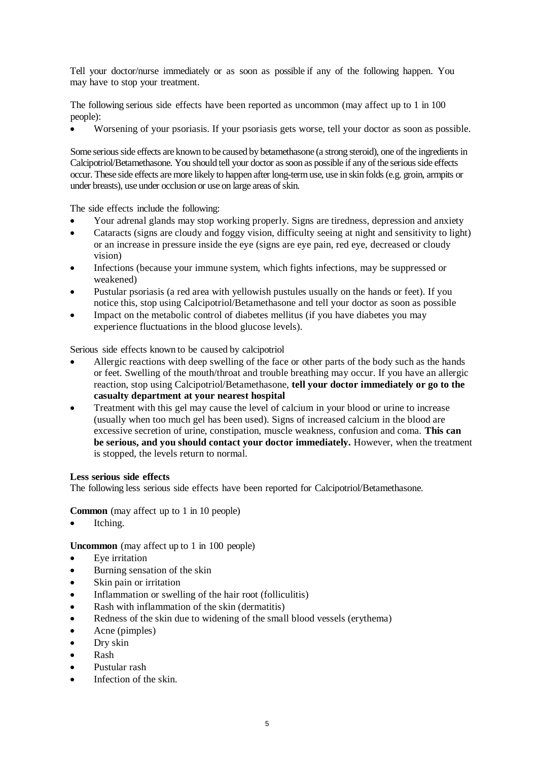Tell your doctor/nurse immediately or as soon as possible if any of the following happen. You may have to stop your treatment.

The following serious side effects have been reported as uncommon (may affect up to 1 in 100 people):

- Worsening of your psoriasis. If your psoriasis gets worse, tell your doctor as soon as possible.

Some serious side effects are known to be caused by betamethasone (a strong steroid), one of the ingredients in Calcipotriol/Betamethasone. You should tell your doctor as soon as possible if any of the serious side effects occur. These side effects are more likely to happen after long-term use, use in skin folds (e.g. groin, armpits or under breasts), use under occlusion or use on large areas of skin.

The side effects include the following:

- Your adrenal glands may stop working properly. Signs are tiredness, depression and anxiety
- Cataracts (signs are cloudy and foggy vision, difficulty seeing at night and sensitivity to light) or an increase in pressure inside the eye (signs are eye pain, red eye, decreased or cloudy vision)
- Infections (because your immune system, which fights infections, may be suppressed or weakened)
- Pustular psoriasis (a red area with yellowish pustules usually on the hands or feet). If you notice this, stop using Calcipotriol/Betamethasone and tell your doctor as soon as possible
- Impact on the metabolic control of diabetes mellitus (if you have diabetes you may experience fluctuations in the blood glucose levels).

Serious side effects known to be caused by calcipotriol

- Allergic reactions with deep swelling of the face or other parts of the body such as the hands or feet. Swelling of the mouth/throat and trouble breathing may occur. If you have an allergic reaction, stop using Calcipotriol/Betamethasone, **tell your doctor immediately or go to the casualty department at your nearest hospital**
- Treatment with this gel may cause the level of calcium in your blood or urine to increase (usually when too much gel has been used). Signs of increased calcium in the blood are excessive secretion of urine, constipation, muscle weakness, confusion and coma. **This can be serious, and you should contact your doctor immediately.** However, when the treatment is stopped, the levels return to normal.

**Less serious side effects**

The following less serious side effects have been reported for Calcipotriol/Betamethasone.

**Common** (may affect up to 1 in 10 people)

- Itching.

**Uncommon** (may affect up to 1 in 100 people)

- Eye irritation
- Burning sensation of the skin
- Skin pain or irritation
- Inflammation or swelling of the hair root (folliculitis)
- Rash with inflammation of the skin (dermatitis)
- Redness of the skin due to widening of the small blood vessels (erythema)
- Acne (pimples)
- Dry skin
- Rash
- Pustular rash
- Infection of the skin.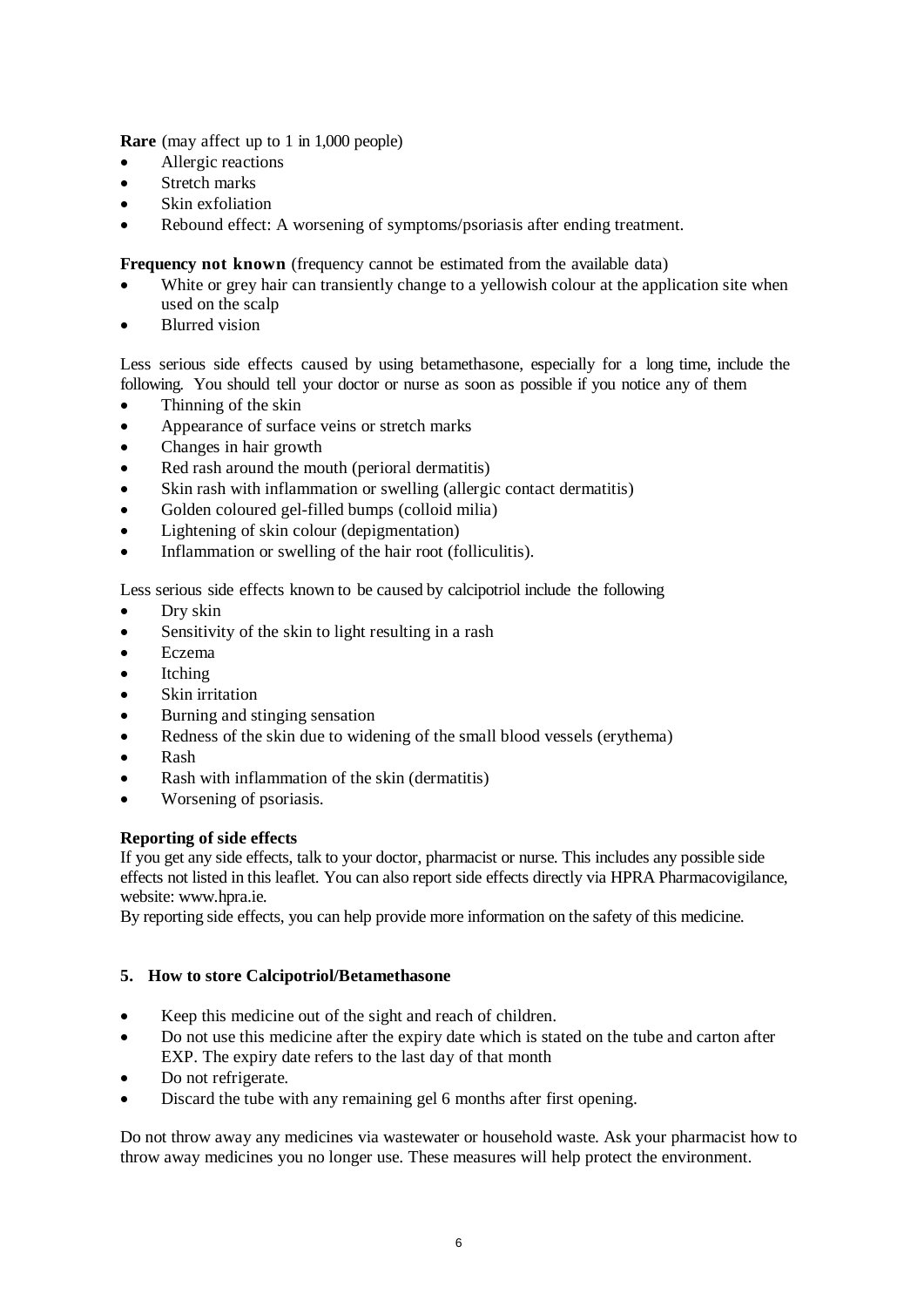**Rare** (may affect up to 1 in 1,000 people)

- Allergic reactions
- Stretch marks
- Skin exfoliation
- Rebound effect: A worsening of symptoms/psoriasis after ending treatment.

**Frequency not known** (frequency cannot be estimated from the available data)

- White or grey hair can transiently change to a yellowish colour at the application site when used on the scalp
- Blurred vision

Less serious side effects caused by using betamethasone, especially for a long time, include the following. You should tell your doctor or nurse as soon as possible if you notice any of them

- Thinning of the skin
- Appearance of surface veins or stretch marks
- Changes in hair growth
- Red rash around the mouth (perioral dermatitis)
- Skin rash with inflammation or swelling (allergic contact dermatitis)
- Golden coloured gel-filled bumps (colloid milia)
- Lightening of skin colour (depigmentation)
- Inflammation or swelling of the hair root (folliculitis).

Less serious side effects known to be caused by calcipotriol include the following

- Dry skin
- Sensitivity of the skin to light resulting in a rash
- Eczema
- Itching
- Skin irritation
- Burning and stinging sensation
- Redness of the skin due to widening of the small blood vessels (erythema)
- Rash
- Rash with inflammation of the skin (dermatitis)
- Worsening of psoriasis.

**Reporting of side effects**

If you get any side effects, talk to your doctor, pharmacist or nurse. This includes any possible side effects not listed in this leaflet. You can also report side effects directly via HPRA Pharmacovigilance, website: www.hpra.ie.
By reporting side effects, you can help provide more information on the safety of this medicine.

## 5. How to store Calcipotriol/Betamethasone

- Keep this medicine out of the sight and reach of children.
- Do not use this medicine after the expiry date which is stated on the tube and carton after EXP. The expiry date refers to the last day of that month
- Do not refrigerate.
- Discard the tube with any remaining gel 6 months after first opening.

Do not throw away any medicines via wastewater or household waste. Ask your pharmacist how to throw away medicines you no longer use. These measures will help protect the environment.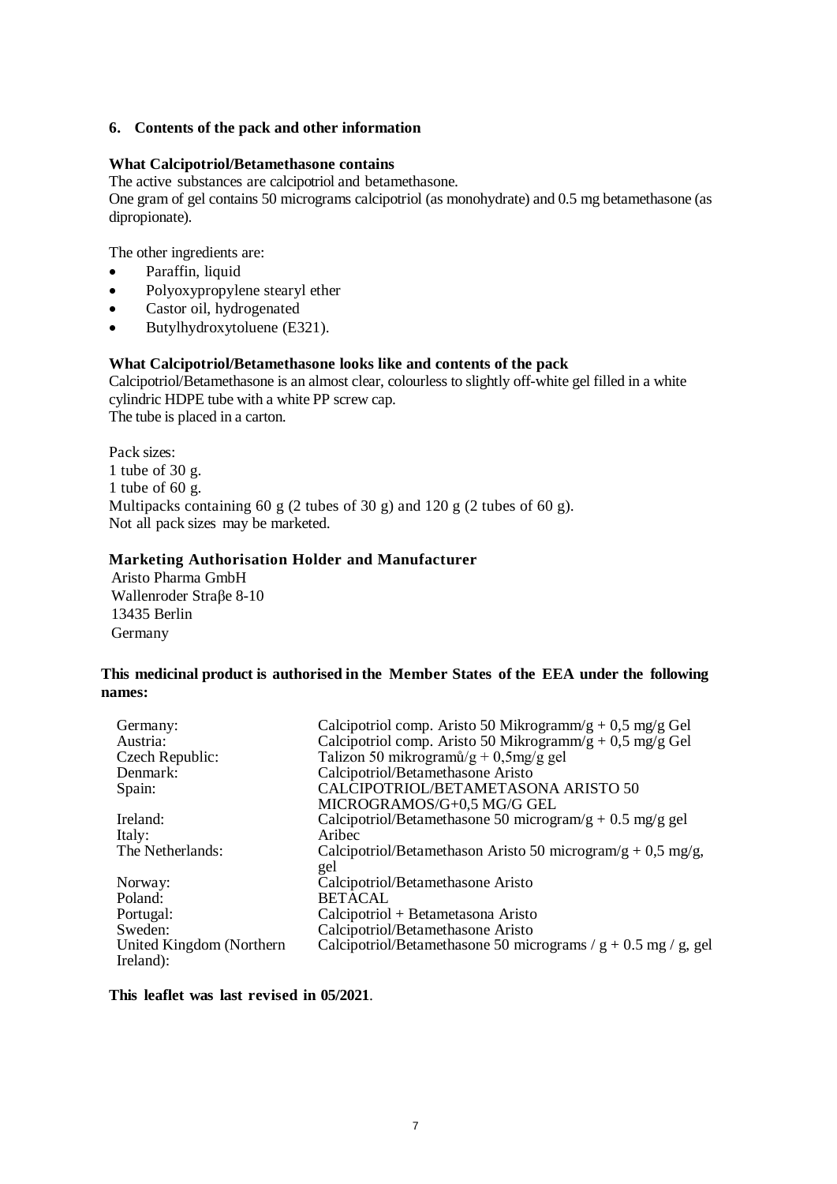## 6. Contents of the pack and other information

### What Calcipotriol/Betamethasone contains

The active substances are calcipotriol and betamethasone.
One gram of gel contains 50 micrograms calcipotriol (as monohydrate) and 0.5 mg betamethasone (as dipropionate).

The other ingredients are:

- Paraffin, liquid
- Polyoxypropylene stearyl ether
- Castor oil, hydrogenated
- Butylhydroxytoluene (E321).

### What Calcipotriol/Betamethasone looks like and contents of the pack

Calcipotriol/Betamethasone is an almost clear, colourless to slightly off-white gel filled in a white cylindric HDPE tube with a white PP screw cap.
The tube is placed in a carton.

Pack sizes:
1 tube of 30 g.
1 tube of 60 g.
Multipacks containing 60 g (2 tubes of 30 g) and 120 g (2 tubes of 60 g).
Not all pack sizes may be marketed.

### Marketing Authorisation Holder and Manufacturer

Aristo Pharma GmbH
Wallenroder Straβe 8-10
13435 Berlin
Germany

**This medicinal product is authorised in the Member States of the EEA under the following names:**

| | |
|---|---|
| Germany: | Calcipotriol comp. Aristo 50 Mikrogramm/g + 0,5 mg/g Gel |
| Austria: | Calcipotriol comp. Aristo 50 Mikrogramm/g + 0,5 mg/g Gel |
| Czech Republic: | Talizon 50 mikrogramů/g + 0,5mg/g gel |
| Denmark: | Calcipotriol/Betamethasone Aristo |
| Spain: | CALCIPOTRIOL/BETAMETASONA ARISTO 50 MICROGRAMOS/G+0,5 MG/G GEL |
| Ireland: | Calcipotriol/Betamethasone 50 microgram/g + 0.5 mg/g gel |
| Italy: | Aribec |
| The Netherlands: | Calcipotriol/Betamethason Aristo 50 microgram/g + 0,5 mg/g, gel |
| Norway: | Calcipotriol/Betamethasone Aristo |
| Poland: | BETACAL |
| Portugal: | Calcipotriol + Betametasona Aristo |
| Sweden: | Calcipotriol/Betamethasone Aristo |
| United Kingdom (Northern Ireland): | Calcipotriol/Betamethasone 50 micrograms / g + 0.5 mg / g, gel |

**This leaflet was last revised in 05/2021**.